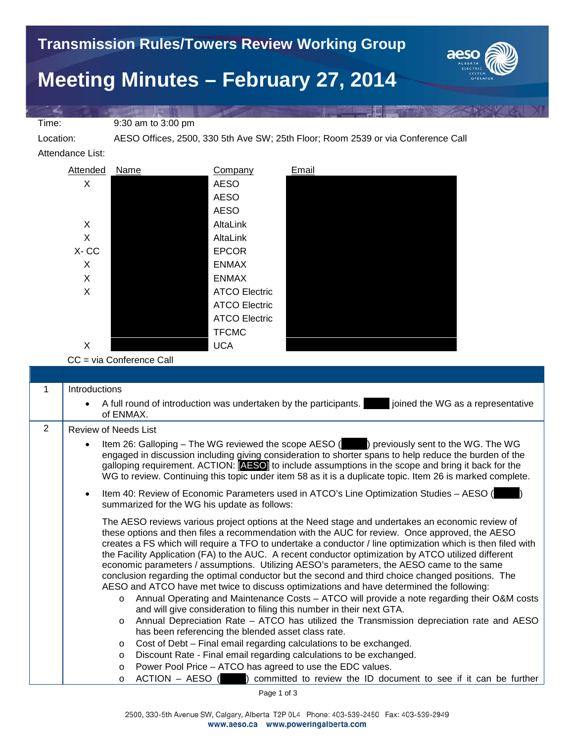# Transmission Rules/Towers Review Working Group

# Meeting Minutes – February 27, 2014

Time: 9:30 am to 3:00 pm

Location: AESO Offices, 2500, 330 5th Ave SW; 25th Floor; Room 2539 or via Conference Call

Attendance List:

| Attended | Name | Company | Email |
|---|---|---|---|
| X | | AESO | |
| | | AESO | |
| | | AESO | |
| X | | AltaLink | |
| X | | AltaLink | |
| X- CC | | EPCOR | |
| X | | ENMAX | |
| X | | ENMAX | |
| X | | ATCO Electric | |
| | | ATCO Electric | |
| | | ATCO Electric | |
| | | TFCMC | |
| X | | UCA | |

CC = via Conference Call

| | |
|---|---|
| 1 | Introductions<br>• A full round of introduction was undertaken by the participants. joined the WG as a representative of ENMAX. |
| 2 | Review of Needs List<br>• Item 26: Galloping – The WG reviewed the scope AESO ( ) previously sent to the WG. The WG engaged in discussion including giving consideration to shorter spans to help reduce the burden of the galloping requirement. ACTION: [AESO] to include assumptions in the scope and bring it back for the WG to review. Continuing this topic under item 58 as it is a duplicate topic. Item 26 is marked complete.<br>• Item 40: Review of Economic Parameters used in ATCO's Line Optimization Studies – AESO ( ) summarized for the WG his update as follows:<br><br>The AESO reviews various project options at the Need stage and undertakes an economic review of these options and then files a recommendation with the AUC for review. Once approved, the AESO creates a FS which will require a TFO to undertake a conductor / line optimization which is then filed with the Facility Application (FA) to the AUC. A recent conductor optimization by ATCO utilized different economic parameters / assumptions. Utilizing AESO's parameters, the AESO came to the same conclusion regarding the optimal conductor but the second and third choice changed positions. The AESO and ATCO have met twice to discuss optimizations and have determined the following:<br>o Annual Operating and Maintenance Costs – ATCO will provide a note regarding their O&M costs and will give consideration to filing this number in their next GTA.<br>o Annual Depreciation Rate – ATCO has utilized the Transmission depreciation rate and AESO has been referencing the blended asset class rate.<br>o Cost of Debt – Final email regarding calculations to be exchanged.<br>o Discount Rate - Final email regarding calculations to be exchanged.<br>o Power Pool Price – ATCO has agreed to use the EDC values.<br>o ACTION – AESO ( ) committed to review the ID document to see if it can be further |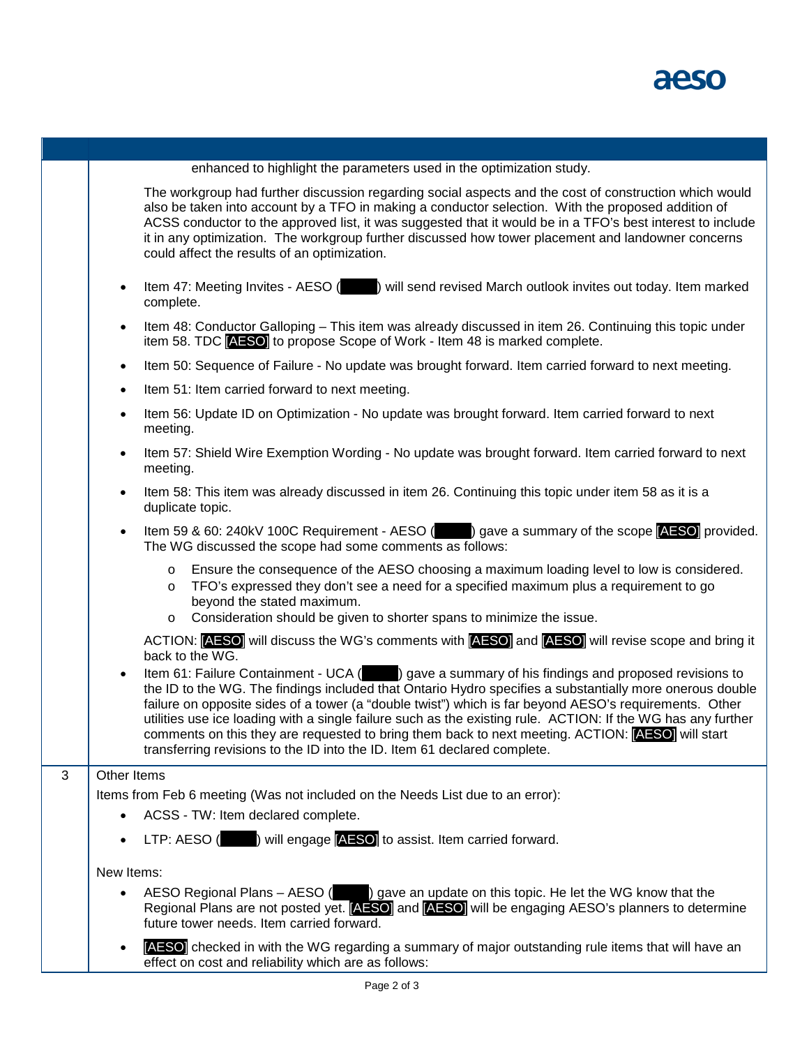|  |  |
|---|---|
|  | enhanced to highlight the parameters used in the optimization study.<br><br>The workgroup had further discussion regarding social aspects and the cost of construction which would also be taken into account by a TFO in making a conductor selection. With the proposed addition of ACSS conductor to the approved list, it was suggested that it would be in a TFO's best interest to include it in any optimization. The workgroup further discussed how tower placement and landowner concerns could affect the results of an optimization.<br><br>• Item 47: Meeting Invites - AESO ( ) will send revised March outlook invites out today. Item marked complete.<br>• Item 48: Conductor Galloping – This item was already discussed in item 26. Continuing this topic under item 58. TDC [AESO] to propose Scope of Work - Item 48 is marked complete.<br>• Item 50: Sequence of Failure - No update was brought forward. Item carried forward to next meeting.<br>• Item 51: Item carried forward to next meeting.<br>• Item 56: Update ID on Optimization - No update was brought forward. Item carried forward to next meeting.<br>• Item 57: Shield Wire Exemption Wording - No update was brought forward. Item carried forward to next meeting.<br>• Item 58: This item was already discussed in item 26. Continuing this topic under item 58 as it is a duplicate topic.<br>• Item 59 & 60: 240kV 100C Requirement - AESO ( ) gave a summary of the scope [AESO] provided. The WG discussed the scope had some comments as follows:<br>  o Ensure the consequence of the AESO choosing a maximum loading level to low is considered.<br>  o TFO's expressed they don't see a need for a specified maximum plus a requirement to go beyond the stated maximum.<br>  o Consideration should be given to shorter spans to minimize the issue.<br><br>ACTION: [AESO] will discuss the WG's comments with [AESO] and [AESO] will revise scope and bring it back to the WG.<br>• Item 61: Failure Containment - UCA ( ) gave a summary of his findings and proposed revisions to the ID to the WG. The findings included that Ontario Hydro specifies a substantially more onerous double failure on opposite sides of a tower (a "double twist") which is far beyond AESO's requirements. Other utilities use ice loading with a single failure such as the existing rule. ACTION: If the WG has any further comments on this they are requested to bring them back to next meeting. ACTION: [AESO] will start transferring revisions to the ID into the ID. Item 61 declared complete. |
| 3 | Other Items<br><br>Items from Feb 6 meeting (Was not included on the Needs List due to an error):<br>• ACSS - TW: Item declared complete.<br>• LTP: AESO ( ) will engage [AESO] to assist. Item carried forward.<br><br>New Items:<br>• AESO Regional Plans – AESO ( ) gave an update on this topic. He let the WG know that the Regional Plans are not posted yet. [AESO] and [AESO] will be engaging AESO's planners to determine future tower needs. Item carried forward.<br>• [AESO] checked in with the WG regarding a summary of major outstanding rule items that will have an effect on cost and reliability which are as follows: |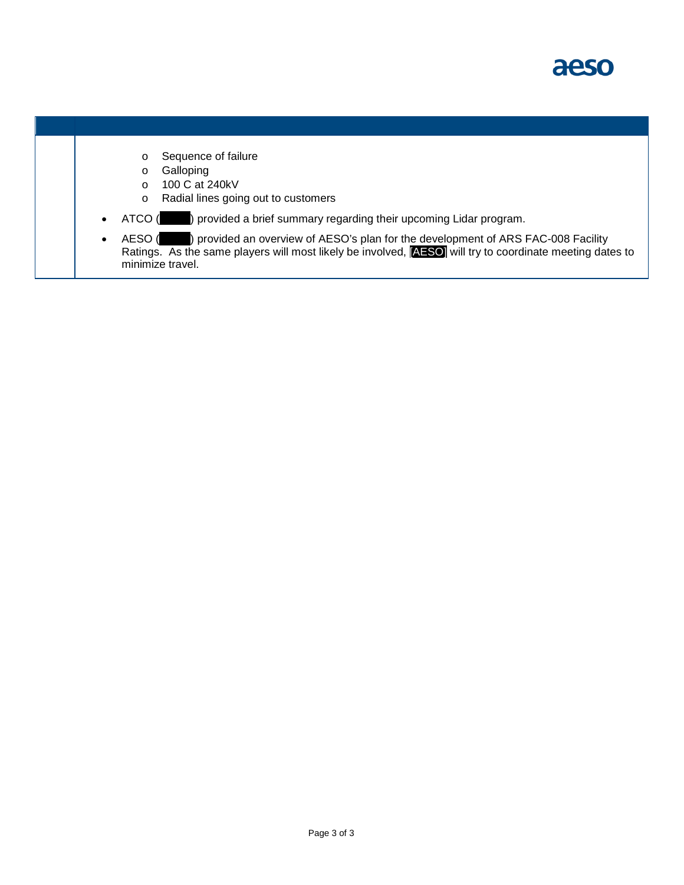| | |
|---|---|
| | - Sequence of failure<br>- Galloping<br>- 100 C at 240kV<br>- Radial lines going out to customers<br><br>• ATCO (█████) provided a brief summary regarding their upcoming Lidar program.<br><br>• AESO (█████) provided an overview of AESO's plan for the development of ARS FAC-008 Facility Ratings. As the same players will most likely be involved, [AESO] will try to coordinate meeting dates to minimize travel. |